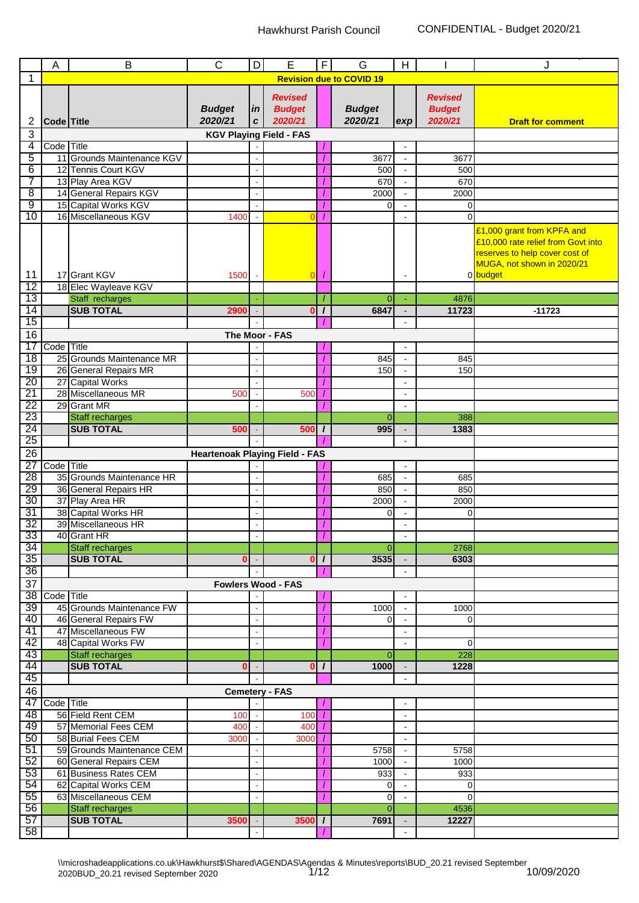Hawkhurst Parish Council — CONFIDENTIAL - Budget 2020/21

| | A | B | C | D | E | F | G | H | I | J |
|---|---|---|---|---|---|---|---|---|---|---|
| 1 | Revision due to COVID 19 | | | | | | | | | |
| 2 | Code | Title | Budget 2020/21 | inc | Revised Budget 2020/21 | | Budget 2020/21 | exp | Revised Budget 2020/21 | Draft for comment |
| 3 | KGV Playing Field - FAS | | | | | | | | | |
| 4 | Code | Title | | - | | / | | - | | |
| 5 | 11 | Grounds Maintenance KGV | | - | | / | 3677 | - | 3677 | |
| 6 | 12 | Tennis Court KGV | | - | | / | 500 | - | 500 | |
| 7 | 13 | Play Area KGV | | - | | / | 670 | - | 670 | |
| 8 | 14 | General Repairs KGV | | - | | / | 2000 | - | 2000 | |
| 9 | 15 | Capital Works KGV | | - | | / | 0 | - | 0 | |
| 10 | 16 | Miscellaneous KGV | 1400 | - | 0 | / | | - | 0 | |
| 11 | 17 | Grant KGV | 1500 | - | 0 | / | | - | 0 | £1,000 grant from KPFA and £10,000 rate relief from Govt into reserves to help cover cost of MUGA, not shown in 2020/21 budget |
| 12 | 18 | Elec Wayleave KGV | | | | | | | | |
| 13 | | Staff recharges | | - | | / | 0 | - | 4876 | |
| 14 | | **SUB TOTAL** | **2900** | - | **0** | / | **6847** | - | **11723** | -11723 |
| 15 | | | | - | | / | | - | | |
| 16 | The Moor - FAS | | | | | | | | | |
| 17 | Code | Title | | - | | / | | - | | |
| 18 | 25 | Grounds Maintenance MR | | - | | / | 845 | - | 845 | |
| 19 | 26 | General Repairs MR | | - | | / | 150 | - | 150 | |
| 20 | 27 | Capital Works | | - | | / | | - | | |
| 21 | 28 | Miscellaneous MR | 500 | - | 500 | / | | - | | |
| 22 | 29 | Grant MR | | - | | / | | - | | |
| 23 | | Staff recharges | | | | | 0 | | 388 | |
| 24 | | **SUB TOTAL** | **500** | - | **500** | / | **995** | - | **1383** | |
| 25 | | | | - | | / | | - | | |
| 26 | Heartenoak Playing Field - FAS | | | | | | | | | |
| 27 | Code | Title | | - | | / | | - | | |
| 28 | 35 | Grounds Maintenance HR | | - | | / | 685 | - | 685 | |
| 29 | 36 | General Repairs HR | | - | | / | 850 | - | 850 | |
| 30 | 37 | Play Area HR | | - | | / | 2000 | - | 2000 | |
| 31 | 38 | Capital Works HR | | - | | / | 0 | - | 0 | |
| 32 | 39 | Miscellaneous HR | | - | | / | | - | | |
| 33 | 40 | Grant HR | | - | | / | | - | | |
| 34 | | Staff recharges | | | | | 0 | | 2768 | |
| 35 | | **SUB TOTAL** | **0** | - | **0** | / | **3535** | - | **6303** | |
| 36 | | | | - | | / | | - | | |
| 37 | Fowlers Wood - FAS | | | | | | | | | |
| 38 | Code | Title | | - | | / | | - | | |
| 39 | 45 | Grounds Maintenance FW | | - | | / | 1000 | - | 1000 | |
| 40 | 46 | General Repairs FW | | - | | / | 0 | - | 0 | |
| 41 | 47 | Miscellaneous FW | | - | | / | | - | | |
| 42 | 48 | Capital Works FW | | - | | / | | - | 0 | |
| 43 | | Staff recharges | | | | | 0 | | 228 | |
| 44 | | **SUB TOTAL** | **0** | - | **0** | / | **1000** | - | **1228** | |
| 45 | | | | - | | | | - | | |
| 46 | Cemetery - FAS | | | | | | | | | |
| 47 | Code | Title | | - | | / | | - | | |
| 48 | 56 | Field Rent CEM | 100 | - | 100 | / | | - | | |
| 49 | 57 | Memorial Fees CEM | 400 | - | 400 | / | | - | | |
| 50 | 58 | Burial Fees CEM | 3000 | - | 3000 | / | | - | | |
| 51 | 59 | Grounds Maintenance CEM | | - | | / | 5758 | - | 5758 | |
| 52 | 60 | General Repairs CEM | | - | | / | 1000 | - | 1000 | |
| 53 | 61 | Business Rates CEM | | - | | / | 933 | - | 933 | |
| 54 | 62 | Capital Works CEM | | - | | / | 0 | - | 0 | |
| 55 | 63 | Miscellaneous CEM | | - | | / | 0 | - | 0 | |
| 56 | | Staff recharges | | | | | 0 | | 4536 | |
| 57 | | **SUB TOTAL** | **3500** | - | **3500** | / | **7691** | - | **12227** | |
| 58 | | | | - | | / | | - | | |

\\microshadeapplications.co.uk\Hawkhurst$\Shared\AGENDAS\Agendas & Minutes\reports\BUD_20.21 revised September 2020BUD_20.21 revised September 2020 — 10/09/2020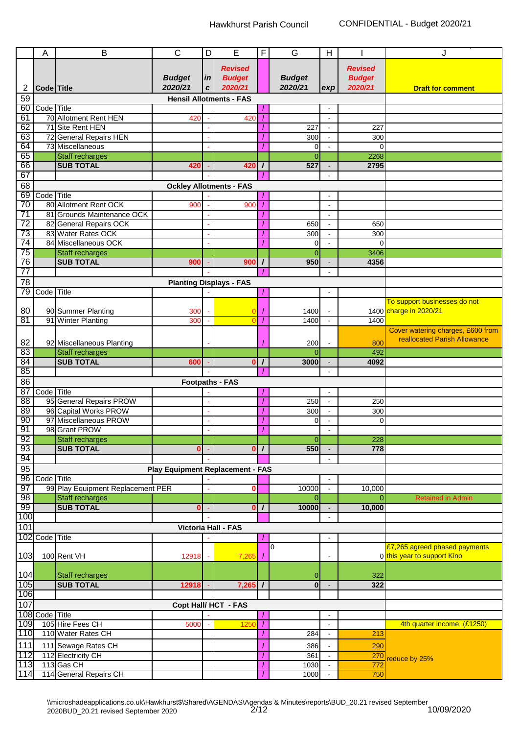| | A | B | C | D | E | F | G | H | I | J |
|---|---|---|---|---|---|---|---|---|---|---|
| 2 | Code | Title | Budget 2020/21 | inc | Revised Budget 2020/21 | | Budget 2020/21 | exp | Revised Budget 2020/21 | Draft for comment |
| 59 | | Hensil Allotments - FAS | | | | | | | | |
| 60 | Code | Title | | | | / | | - | | |
| 61 | 70 | Allotment Rent HEN | 420 | - | 420 | / | | - | | |
| 62 | 71 | Site Rent HEN | | - | | / | 227 | - | 227 | |
| 63 | 72 | General Repairs HEN | | - | | / | 300 | - | 300 | |
| 64 | 73 | Miscellaneous | | - | | / | 0 | - | 0 | |
| 65 | | Staff recharges | | | | | 0 | | 2268 | |
| 66 | | SUB TOTAL | 420 | - | 420 | / | 527 | - | 2795 | |
| 67 | | | | - | | / | | - | | |
| 68 | | Ockley Allotments - FAS | | | | | | | | |
| 69 | Code | Title | | - | | / | | - | | |
| 70 | 80 | Allotment Rent OCK | 900 | - | 900 | / | | - | | |
| 71 | 81 | Grounds Maintenance OCK | | - | | / | | - | | |
| 72 | 82 | General Repairs OCK | | - | | / | 650 | - | 650 | |
| 73 | 83 | Water Rates OCK | | - | | / | 300 | - | 300 | |
| 74 | 84 | Miscellaneous OCK | | - | | / | 0 | - | 0 | |
| 75 | | Staff recharges | | | | | 0 | | 3406 | |
| 76 | | SUB TOTAL | 900 | - | 900 | / | 950 | - | 4356 | |
| 77 | | | | - | | / | | - | | |
| 78 | | Planting Displays - FAS | | | | | | | | |
| 79 | Code | Title | | - | | / | | - | | |
| 80 | 90 | Summer Planting | 300 | - | 0 | / | 1400 | - | 1400 | To support businesses do not charge in 2020/21 |
| 81 | 91 | Winter Planting | 300 | - | 0 | / | 1400 | - | 1400 | |
| 82 | 92 | Miscellaneous Planting | | - | | / | 200 | - | 800 | Cover watering charges, £600 from reallocated Parish Allowance |
| 83 | | Staff recharges | | | | | 0 | | 492 | |
| 84 | | SUB TOTAL | 600 | - | 0 | / | 3000 | - | 4092 | |
| 85 | | | | - | | / | | - | | |
| 86 | | Footpaths - FAS | | | | | | | | |
| 87 | Code | Title | | - | | / | | - | | |
| 88 | 95 | General Repairs PROW | | - | | / | 250 | - | 250 | |
| 89 | 96 | Capital Works PROW | | - | | / | 300 | - | 300 | |
| 90 | 97 | Miscellaneous PROW | | - | | / | 0 | - | 0 | |
| 91 | 98 | Grant PROW | | - | | / | | - | | |
| 92 | | Staff recharges | | | | | 0 | | 228 | |
| 93 | | SUB TOTAL | 0 | - | 0 | / | 550 | - | 778 | |
| 94 | | | | - | | | | - | | |
| 95 | | Play Equipment Replacement - FAS | | | | | | | | |
| 96 | Code | Title | | - | | | | - | | |
| 97 | 99 | Play Equipment Replacement PER | | - | 0 | | 10000 | - | 10,000 | |
| 98 | | Staff recharges | | | | | 0 | | 0 | Retained in Admin |
| 99 | | SUB TOTAL | 0 | - | 0 | / | 10000 | - | 10,000 | |
| 100 | | | | - | | | | - | | |
| 101 | | Victoria Hall - FAS | | | | | | | | |
| 102 | Code | Title | | - | | / | | - | | |
| 103 | 100 | Rent VH | 12918 | - | 7,265 | / | 0 | - | 0 | £7,265 agreed phased payments this year to support Kino |
| 104 | | Staff recharges | | | | | 0 | | 322 | |
| 105 | | SUB TOTAL | 12918 | - | 7,265 | / | 0 | - | 322 | |
| 106 | | | | | | | | | | |
| 107 | | Copt Hall/ HCT - FAS | | | | | | | | |
| 108 | Code | Title | | - | | / | | - | | |
| 109 | 105 | Hire Fees CH | 5000 | - | 1250 | / | | - | | 4th quarter income, (£1250) |
| 110 | 110 | Water Rates CH | | | | / | 284 | - | 213 | |
| 111 | 111 | Sewage Rates CH | | | | / | 386 | - | 290 | |
| 112 | 112 | Electricity CH | | | | / | 361 | - | 270 | reduce by 25% |
| 113 | 113 | Gas CH | | | | / | 1030 | - | 772 | |
| 114 | 114 | General Repairs CH | | | | / | 1000 | - | 750 | |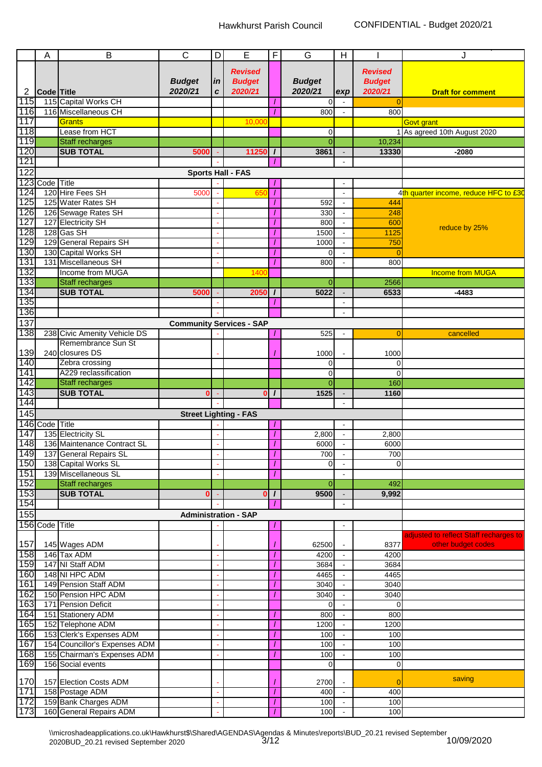| | A | B | C | D | E | F | G | H | I | J |
|---|---|---|---|---|---|---|---|---|---|---|
| 2 | Code | Title | *Budget 2020/21* | *in c* | ***Revised Budget 2020/21*** | | *Budget 2020/21* | *exp* | ***Revised Budget 2020/21*** | **Draft for comment** |
| 115 | 115 | Capital Works CH | | | | / | 0 | - | 0 | |
| 116 | 116 | Miscellaneous CH | | | | / | 800 | - | 800 | |
| 117 | | Grants | | | 10,000 | | | | | Govt grant |
| 118 | | Lease from HCT | | | | | 0 | | 1 | As agreed 10th August 2020 |
| 119 | | Staff recharges | | | | | 0 | | 10,234 | |
| 120 | | **SUB TOTAL** | **5000** | - | **11250** | **/** | **3861** | - | **13330** | **-2080** |
| 121 | | | | - | | / | | - | | |
| 122 | | **Sports Hall - FAS** | | | | | | | | |
| 123 | Code | Title | | - | | / | | - | | |
| 124 | 120 | Hire Fees SH | 5000 | - | 650 | / | | - | | 4th quarter income, reduce HFC to £30 |
| 125 | 125 | Water Rates SH | | - | | / | 592 | - | 444 | reduce by 25% |
| 126 | 126 | Sewage Rates SH | | - | | / | 330 | - | 248 | |
| 127 | 127 | Electricity SH | | - | | / | 800 | - | 600 | |
| 128 | 128 | Gas SH | | - | | / | 1500 | - | 1125 | |
| 129 | 129 | General Repairs SH | | - | | / | 1000 | - | 750 | |
| 130 | 130 | Capital Works SH | | - | | / | 0 | - | 0 | |
| 131 | 131 | Miscellaneous SH | | - | | / | 800 | - | 800 | |
| 132 | | Income from MUGA | | | 1400 | | | | | Income from MUGA |
| 133 | | Staff recharges | | | | | 0 | | 2566 | |
| 134 | | **SUB TOTAL** | **5000** | - | **2050** | **/** | **5022** | - | **6533** | **-4483** |
| 135 | | | | - | | / | | - | | |
| 136 | | | | - | | | | - | | |
| 137 | | **Community Services - SAP** | | | | | | | | |
| 138 | 238 | Civic Amenity Vehicle DS | | - | | / | 525 | - | 0 | cancelled |
| 139 | 240 | Remembrance Sun St closures DS | | - | | / | 1000 | - | 1000 | |
| 140 | | Zebra crossing | | | | | 0 | | 0 | |
| 141 | | A229 reclassification | | | | | 0 | | 0 | |
| 142 | | Staff recharges | | | | | 0 | | 160 | |
| 143 | | **SUB TOTAL** | **0** | - | **0** | **/** | **1525** | - | **1160** | |
| 144 | | | | - | | | | - | | |
| 145 | | **Street Lighting - FAS** | | | | | | | | |
| 146 | Code | Title | | - | | / | | - | | |
| 147 | 135 | Electricity SL | | - | | / | 2,800 | - | 2,800 | |
| 148 | 136 | Maintenance Contract SL | | - | | / | 6000 | - | 6000 | |
| 149 | 137 | General Repairs SL | | - | | / | 700 | - | 700 | |
| 150 | 138 | Capital Works SL | | - | | / | 0 | - | 0 | |
| 151 | 139 | Miscellaneous SL | | - | | / | | - | | |
| 152 | | Staff recharges | | | | | 0 | | 492 | |
| 153 | | **SUB TOTAL** | **0** | - | **0** | **/** | **9500** | - | **9,992** | |
| 154 | | | | - | | / | | - | | |
| 155 | | **Administration - SAP** | | | | | | | | |
| 156 | Code | Title | | - | | / | | - | | |
| 157 | 145 | Wages ADM | | - | | / | 62500 | - | 8377 | adjusted to reflect Staff recharges to other budget codes |
| 158 | 146 | Tax ADM | | - | | / | 4200 | - | 4200 | |
| 159 | 147 | NI Staff ADM | | - | | / | 3684 | - | 3684 | |
| 160 | 148 | NI HPC ADM | | - | | / | 4465 | - | 4465 | |
| 161 | 149 | Pension Staff ADM | | - | | / | 3040 | - | 3040 | |
| 162 | 150 | Pension HPC ADM | | - | | / | 3040 | - | 3040 | |
| 163 | 171 | Pension Deficit | | - | | | 0 | - | 0 | |
| 164 | 151 | Stationery ADM | | - | | / | 800 | - | 800 | |
| 165 | 152 | Telephone ADM | | - | | / | 1200 | - | 1200 | |
| 166 | 153 | Clerk's Expenses ADM | | - | | / | 100 | - | 100 | |
| 167 | 154 | Councillor's Expenses ADM | | - | | / | 100 | - | 100 | |
| 168 | 155 | Chairman's Expenses ADM | | - | | / | 100 | - | 100 | |
| 169 | 156 | Social events | | | | | 0 | | 0 | |
| 170 | 157 | Election Costs ADM | | - | | / | 2700 | - | 0 | saving |
| 171 | 158 | Postage ADM | | - | | / | 400 | - | 400 | |
| 172 | 159 | Bank Charges ADM | | - | | / | 100 | - | 100 | |
| 173 | 160 | General Repairs ADM | | - | | / | 100 | - | 100 | |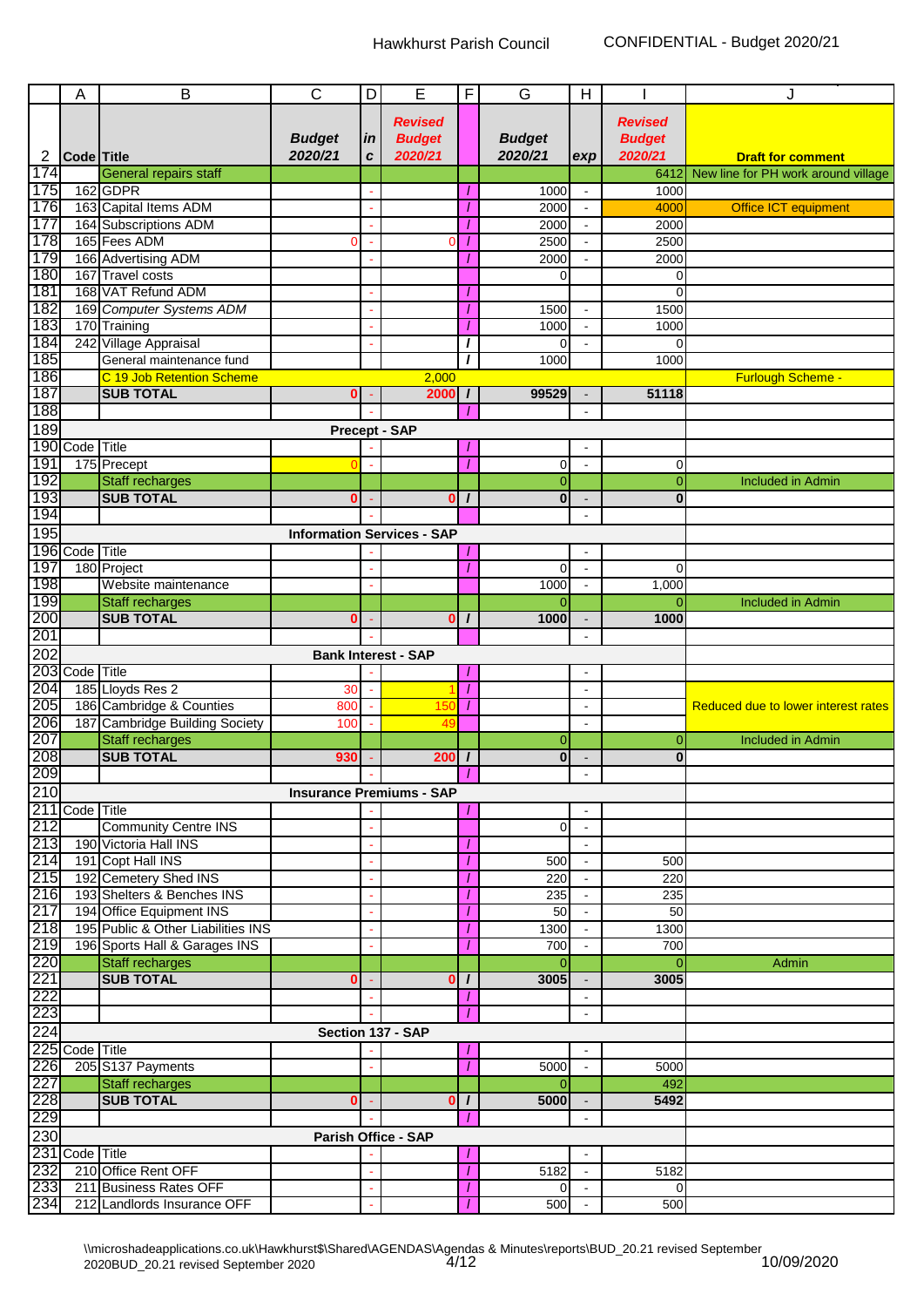| | A | B | C | D | E | F | G | H | I | J |
|---|---|---|---|---|---|---|---|---|---|---|
| 2 | Code | Title | *Budget 2020/21* | *inc* | *Revised Budget 2020/21* | | *Budget 2020/21* | *exp* | *Revised Budget 2020/21* | **Draft for comment** |
| 174 | | General repairs staff | | | | | | | 6412 | New line for PH work around village |
| 175 | 162 | GDPR | | - | | / | 1000 | - | 1000 | |
| 176 | 163 | Capital Items ADM | | - | | / | 2000 | - | 4000 | Office ICT equipment |
| 177 | 164 | Subscriptions ADM | | - | | / | 2000 | - | 2000 | |
| 178 | 165 | Fees ADM | 0 | - | 0 | / | 2500 | - | 2500 | |
| 179 | 166 | Advertising ADM | | - | | / | 2000 | - | 2000 | |
| 180 | 167 | Travel costs | | | | | 0 | | 0 | |
| 181 | 168 | VAT Refund ADM | | - | | / | | | 0 | |
| 182 | 169 | *Computer Systems ADM* | | - | | / | 1500 | - | 1500 | |
| 183 | 170 | Training | | - | | / | 1000 | - | 1000 | |
| 184 | 242 | Village Appraisal | | - | | / | 0 | - | 0 | |
| 185 | | General maintenance fund | | | | / | 1000 | | 1000 | |
| 186 | | C 19 Job Retention Scheme | | | 2,000 | | | | | Furlough Scheme - |
| 187 | | **SUB TOTAL** | **0** | - | **2000** | / | **99529** | - | **51118** | |
| 188 | | | | - | | / | | - | | |
| 189 | | **Precept - SAP** | | | | | | | | |
| 190 | Code | Title | | - | | / | | - | | |
| 191 | 175 | Precept | 0 | - | | / | 0 | - | 0 | |
| 192 | | Staff recharges | | | | | 0 | | 0 | Included in Admin |
| 193 | | **SUB TOTAL** | **0** | - | **0** | / | **0** | - | **0** | |
| 194 | | | | - | | | | - | | |
| 195 | | **Information Services - SAP** | | | | | | | | |
| 196 | Code | Title | | - | | / | | - | | |
| 197 | 180 | Project | | - | | / | 0 | - | 0 | |
| 198 | | Website maintenance | | - | | | 1000 | - | 1,000 | |
| 199 | | Staff recharges | | | | | 0 | | 0 | Included in Admin |
| 200 | | **SUB TOTAL** | **0** | - | **0** | / | **1000** | - | **1000** | |
| 201 | | | | - | | | | - | | |
| 202 | | **Bank Interest - SAP** | | | | | | | | |
| 203 | Code | Title | | - | | / | | - | | |
| 204 | 185 | Lloyds Res 2 | 30 | - | 1 | / | | - | | |
| 205 | 186 | Cambridge & Counties | 800 | - | 150 | / | | - | | Reduced due to lower interest rates |
| 206 | 187 | Cambridge Building Society | 100 | - | 49 | | | - | | |
| 207 | | Staff recharges | | | | | 0 | | 0 | Included in Admin |
| 208 | | **SUB TOTAL** | **930** | - | **200** | / | **0** | - | **0** | |
| 209 | | | | - | | / | | - | | |
| 210 | | **Insurance Premiums - SAP** | | | | | | | | |
| 211 | Code | Title | | - | | / | | - | | |
| 212 | | Community Centre INS | | - | | | 0 | - | | |
| 213 | 190 | Victoria Hall INS | | - | | / | | - | | |
| 214 | 191 | Copt Hall INS | | - | | / | 500 | - | 500 | |
| 215 | 192 | Cemetery Shed INS | | - | | / | 220 | - | 220 | |
| 216 | 193 | Shelters & Benches INS | | - | | / | 235 | - | 235 | |
| 217 | 194 | Office Equipment INS | | - | | / | 50 | - | 50 | |
| 218 | 195 | Public & Other Liabilities INS | | - | | / | 1300 | - | 1300 | |
| 219 | 196 | Sports Hall & Garages INS | | - | | / | 700 | - | 700 | |
| 220 | | Staff recharges | | | | | 0 | | 0 | Admin |
| 221 | | **SUB TOTAL** | **0** | - | **0** | / | **3005** | - | **3005** | |
| 222 | | | | - | | / | | - | | |
| 223 | | | | - | | / | | - | | |
| 224 | | **Section 137 - SAP** | | | | | | | | |
| 225 | Code | Title | | - | | / | | - | | |
| 226 | 205 | S137 Payments | | - | | / | 5000 | - | 5000 | |
| 227 | | Staff recharges | | | | | 0 | | 492 | |
| 228 | | **SUB TOTAL** | **0** | - | **0** | / | **5000** | - | **5492** | |
| 229 | | | | - | | / | | - | | |
| 230 | | **Parish Office - SAP** | | | | | | | | |
| 231 | Code | Title | | - | | / | | - | | |
| 232 | 210 | Office Rent OFF | | - | | / | 5182 | - | 5182 | |
| 233 | 211 | Business Rates OFF | | - | | / | 0 | - | 0 | |
| 234 | 212 | Landlords Insurance OFF | | - | | / | 500 | - | 500 | |

\\microshadeapplications.co.uk\Hawkhurst$\Shared\AGENDAS\Agendas & Minutes\reports\BUD_20.21 revised September 2020BUD_20.21 revised September 2020

10/09/2020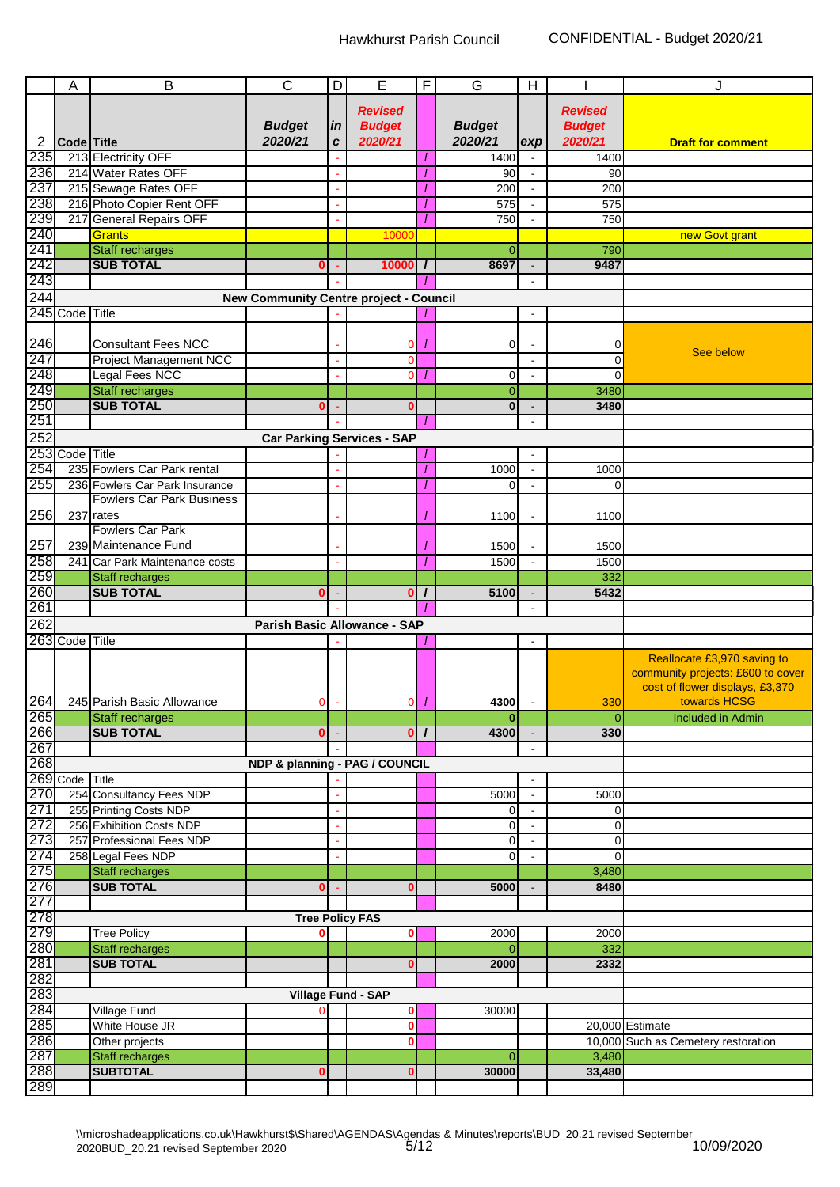| | A | B | C | D | E | F | G | H | I | J |
|---|---|---|---|---|---|---|---|---|---|---|
| 2 | Code | Title | Budget 2020/21 | inc | Revised Budget 2020/21 | | Budget 2020/21 | exp | Revised Budget 2020/21 | Draft for comment |
| 235 | 213 | Electricity OFF | | - | | / | 1400 | - | 1400 | |
| 236 | 214 | Water Rates OFF | | - | | / | 90 | - | 90 | |
| 237 | 215 | Sewage Rates OFF | | - | | / | 200 | - | 200 | |
| 238 | 216 | Photo Copier Rent OFF | | - | | / | 575 | - | 575 | |
| 239 | 217 | General Repairs OFF | | - | | / | 750 | - | 750 | |
| 240 | | Grants | | | 10000 | | | | | new Govt grant |
| 241 | | Staff recharges | | | | | 0 | | 790 | |
| 242 | | SUB TOTAL | 0 | - | 10000 | / | 8697 | - | 9487 | |
| 243 | | | | - | | / | | - | | |
| 244 | | New Community Centre project - Council | | | | | | | | |
| 245 | Code | Title | | - | | / | | - | | |
| 246 | | Consultant Fees NCC | | - | 0 | / | 0 | - | 0 | See below |
| 247 | | Project Management NCC | | - | 0 | | | - | 0 | |
| 248 | | Legal Fees NCC | | - | 0 | / | 0 | - | 0 | |
| 249 | | Staff recharges | | | | | 0 | | 3480 | |
| 250 | | SUB TOTAL | 0 | - | 0 | | 0 | - | 3480 | |
| 251 | | | | - | | / | | - | | |
| 252 | | Car Parking Services - SAP | | | | | | | | |
| 253 | Code | Title | | - | | / | | - | | |
| 254 | 235 | Fowlers Car Park rental | | - | | / | 1000 | - | 1000 | |
| 255 | 236 | Fowlers Car Park Insurance | | - | | / | 0 | - | 0 | |
| 256 | 237 | Fowlers Car Park Business rates | | - | | / | 1100 | - | 1100 | |
| 257 | 239 | Fowlers Car Park Maintenance Fund | | - | | / | 1500 | - | 1500 | |
| 258 | 241 | Car Park Maintenance costs | | - | | / | 1500 | - | 1500 | |
| 259 | | Staff recharges | | | | | | | 332 | |
| 260 | | SUB TOTAL | 0 | - | 0 | / | 5100 | - | 5432 | |
| 261 | | | | - | | / | | - | | |
| 262 | | Parish Basic Allowance - SAP | | | | | | | | |
| 263 | Code | Title | | - | | / | | - | | |
| 264 | 245 | Parish Basic Allowance | 0 | - | 0 | / | 4300 | - | 330 | Reallocate £3,970 saving to community projects: £600 to cover cost of flower displays, £3,370 towards HCSG |
| 265 | | Staff recharges | | | | | 0 | | 0 | Included in Admin |
| 266 | | SUB TOTAL | 0 | - | 0 | / | 4300 | - | 330 | |
| 267 | | | | - | | | | - | | |
| 268 | | NDP & planning - PAG / COUNCIL | | | | | | | | |
| 269 | Code | Title | | - | | | | - | | |
| 270 | 254 | Consultancy Fees NDP | | - | | | 5000 | - | 5000 | |
| 271 | 255 | Printing Costs NDP | | - | | | 0 | - | 0 | |
| 272 | 256 | Exhibition Costs NDP | | - | | | 0 | - | 0 | |
| 273 | 257 | Professional Fees NDP | | - | | | 0 | - | 0 | |
| 274 | 258 | Legal Fees NDP | | - | | | 0 | - | 0 | |
| 275 | | Staff recharges | | | | | | | 3,480 | |
| 276 | | SUB TOTAL | 0 | - | 0 | | 5000 | - | 8480 | |
| 277 | | | | | | | | | | |
| 278 | | Tree Policy FAS | | | | | | | | |
| 279 | | Tree Policy | 0 | | 0 | | 2000 | | 2000 | |
| 280 | | Staff recharges | | | | | 0 | | 332 | |
| 281 | | SUB TOTAL | | | 0 | | 2000 | | 2332 | |
| 282 | | | | | | | | | | |
| 283 | | Village Fund - SAP | | | | | | | | |
| 284 | | Village Fund | 0 | | 0 | | 30000 | | | |
| 285 | | White House JR | | | 0 | | | | 20,000 | Estimate |
| 286 | | Other projects | | | 0 | | | | 10,000 | Such as Cemetery restoration |
| 287 | | Staff recharges | | | | | 0 | | 3,480 | |
| 288 | | SUBTOTAL | 0 | | 0 | | 30000 | | 33,480 | |
| 289 | | | | | | | | | | |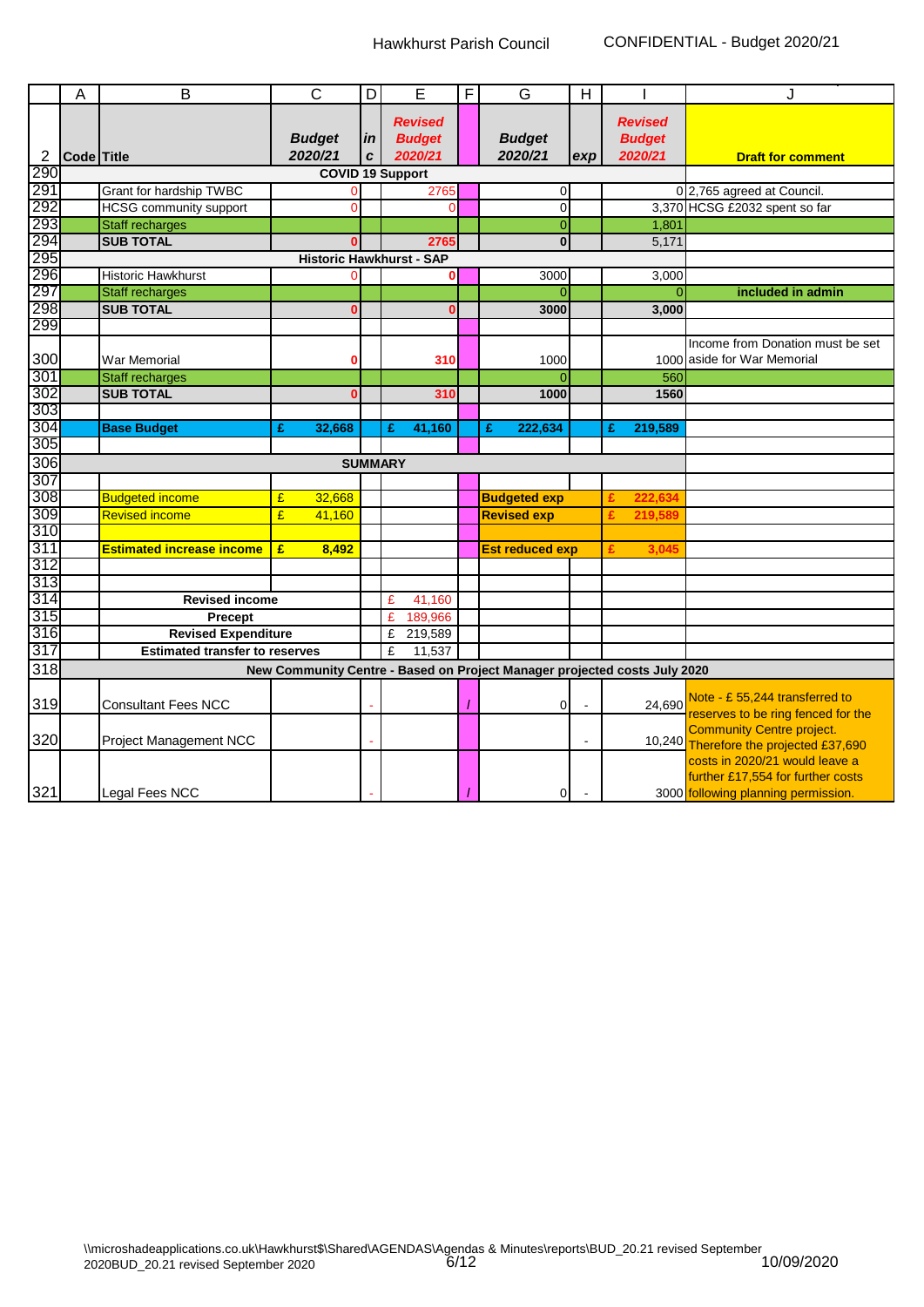| | A | B | C | D | E | F | G | H | I | J |
|---|---|---|---|---|---|---|---|---|---|---|
| 2 | Code | Title | *Budget 2020/21* | *in c* | *Revised Budget 2020/21* | | *Budget 2020/21* | *exp* | *Revised Budget 2020/21* | **Draft for comment** |
| 290 | | **COVID 19 Support** | | | | | | | | |
| 291 | | Grant for hardship TWBC | 0 | | 2765 | | 0 | | 0 | 2,765 agreed at Council. |
| 292 | | HCSG community support | 0 | | 0 | | 0 | | 3,370 | HCSG £2032 spent so far |
| 293 | | Staff recharges | | | | | 0 | | 1,801 | |
| 294 | | **SUB TOTAL** | **0** | | **2765** | | **0** | | 5,171 | |
| 295 | | **Historic Hawkhurst - SAP** | | | | | | | | |
| 296 | | Historic Hawkhurst | 0 | | **0** | | 3000 | | 3,000 | |
| 297 | | Staff recharges | | | | | 0 | | 0 | **included in admin** |
| 298 | | **SUB TOTAL** | **0** | | **0** | | **3000** | | **3,000** | |
| 299 | | | | | | | | | | |
| 300 | | War Memorial | **0** | | **310** | | 1000 | | 1000 | Income from Donation must be set aside for War Memorial |
| 301 | | Staff recharges | | | | | 0 | | 560 | |
| 302 | | **SUB TOTAL** | **0** | | **310** | | **1000** | | **1560** | |
| 303 | | | | | | | | | | |
| 304 | | **Base Budget** | **£ 32,668** | | **£ 41,160** | | **£ 222,634** | | **£ 219,589** | |
| 305 | | | | | | | | | | |
| 306 | | **SUMMARY** | | | | | | | | |
| 307 | | | | | | | | | | |
| 308 | | Budgeted income | £ 32,668 | | | | **Budgeted exp** | | **£ 222,634** | |
| 309 | | Revised income | £ 41,160 | | | | **Revised exp** | | **£ 219,589** | |
| 310 | | | | | | | | | | |
| 311 | | **Estimated increase income** | **£ 8,492** | | | | **Est reduced exp** | | **£ 3,045** | |
| 312 | | | | | | | | | | |
| 313 | | | | | | | | | | |
| 314 | | **Revised income** | | | £ 41,160 | | | | | |
| 315 | | **Precept** | | | £ 189,966 | | | | | |
| 316 | | **Revised Expenditure** | | | £ 219,589 | | | | | |
| 317 | | **Estimated transfer to reserves** | | | £ 11,537 | | | | | |
| 318 | | **New Community Centre - Based on Project Manager projected costs July 2020** | | | | | | | | |
| 319 | | Consultant Fees NCC | | - | | / | 0 | - | 24,690 | Note - £ 55,244 transferred to reserves to be ring fenced for the |
| 320 | | Project Management NCC | | - | | | | - | 10,240 | Community Centre project. Therefore the projected £37,690 |
| 321 | | Legal Fees NCC | | - | | / | 0 | - | 3000 | costs in 2020/21 would leave a further £17,554 for further costs following planning permission. |

\\microshadeapplications.co.uk\Hawkhurst$\Shared\AGENDAS\Agendas & Minutes\reports\BUD_20.21 revised September 2020BUD_20.21 revised September 2020

10/09/2020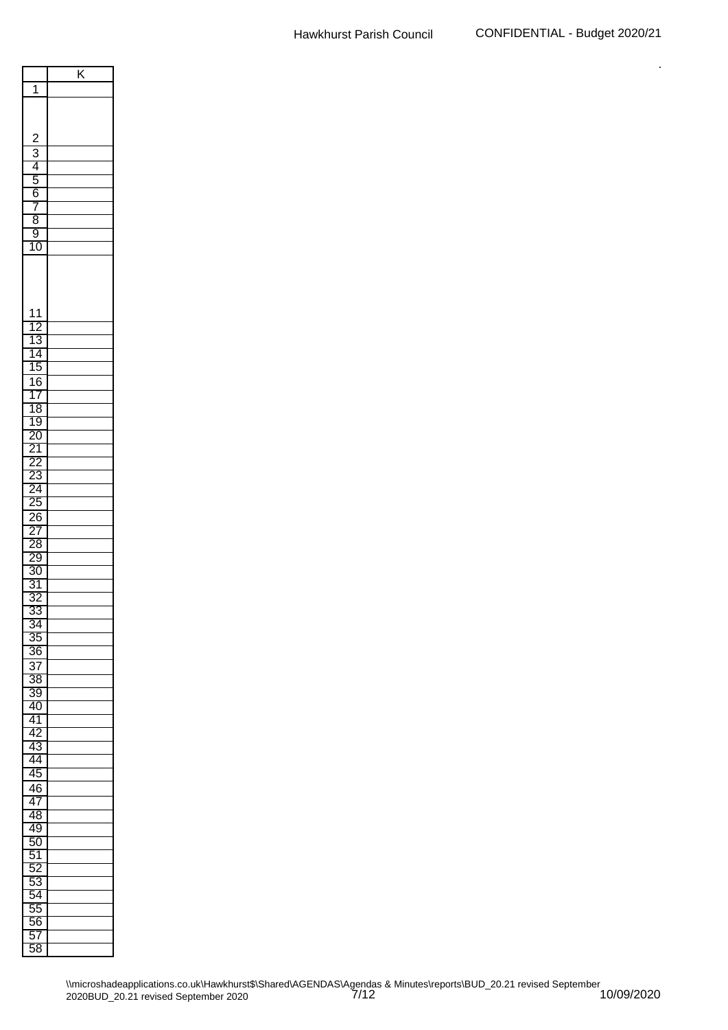| | K |
|---|---|
| 1 | |
| 2 | |
| 3 | |
| 4 | |
| 5 | |
| 6 | |
| 7 | |
| 8 | |
| 9 | |
| 10 | |
| 11 | |
| 12 | |
| 13 | |
| 14 | |
| 15 | |
| 16 | |
| 17 | |
| 18 | |
| 19 | |
| 20 | |
| 21 | |
| 22 | |
| 23 | |
| 24 | |
| 25 | |
| 26 | |
| 27 | |
| 28 | |
| 29 | |
| 30 | |
| 31 | |
| 32 | |
| 33 | |
| 34 | |
| 35 | |
| 36 | |
| 37 | |
| 38 | |
| 39 | |
| 40 | |
| 41 | |
| 42 | |
| 43 | |
| 44 | |
| 45 | |
| 46 | |
| 47 | |
| 48 | |
| 49 | |
| 50 | |
| 51 | |
| 52 | |
| 53 | |
| 54 | |
| 55 | |
| 56 | |
| 57 | |
| 58 | |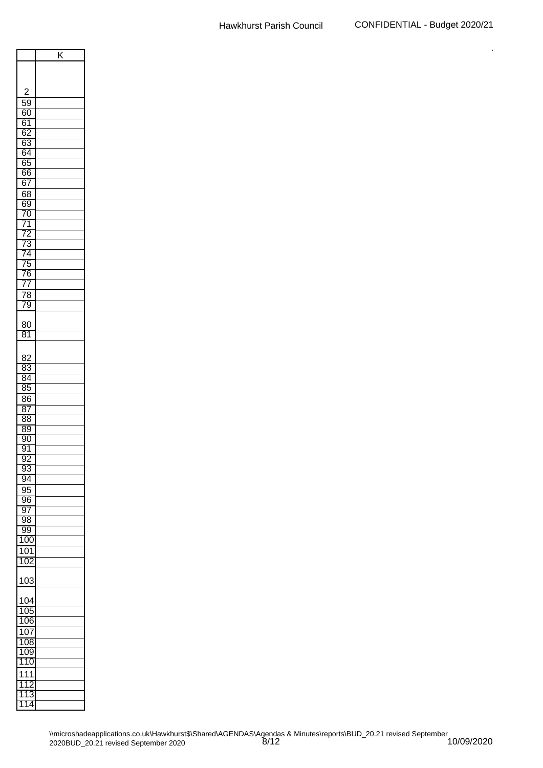| | K |
|---|---|
| 2 | |
| 59 | |
| 60 | |
| 61 | |
| 62 | |
| 63 | |
| 64 | |
| 65 | |
| 66 | |
| 67 | |
| 68 | |
| 69 | |
| 70 | |
| 71 | |
| 72 | |
| 73 | |
| 74 | |
| 75 | |
| 76 | |
| 77 | |
| 78 | |
| 79 | |
| 80 | |
| 81 | |
| 82 | |
| 83 | |
| 84 | |
| 85 | |
| 86 | |
| 87 | |
| 88 | |
| 89 | |
| 90 | |
| 91 | |
| 92 | |
| 93 | |
| 94 | |
| 95 | |
| 96 | |
| 97 | |
| 98 | |
| 99 | |
| 100 | |
| 101 | |
| 102 | |
| 103 | |
| 104 | |
| 105 | |
| 106 | |
| 107 | |
| 108 | |
| 109 | |
| 110 | |
| 111 | |
| 112 | |
| 113 | |
| 114 | |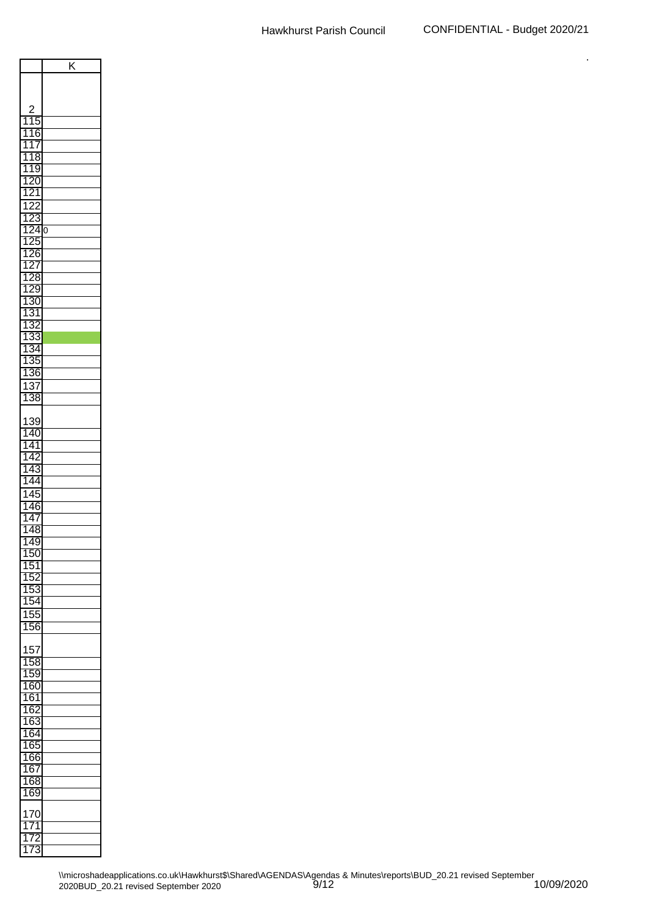| | K |
|---|---|
| 2 | |
| 115 | |
| 116 | |
| 117 | |
| 118 | |
| 119 | |
| 120 | |
| 121 | |
| 122 | |
| 123 | |
| 124 | 0 |
| 125 | |
| 126 | |
| 127 | |
| 128 | |
| 129 | |
| 130 | |
| 131 | |
| 132 | |
| 133 | |
| 134 | |
| 135 | |
| 136 | |
| 137 | |
| 138 | |
| 139 | |
| 140 | |
| 141 | |
| 142 | |
| 143 | |
| 144 | |
| 145 | |
| 146 | |
| 147 | |
| 148 | |
| 149 | |
| 150 | |
| 151 | |
| 152 | |
| 153 | |
| 154 | |
| 155 | |
| 156 | |
| 157 | |
| 158 | |
| 159 | |
| 160 | |
| 161 | |
| 162 | |
| 163 | |
| 164 | |
| 165 | |
| 166 | |
| 167 | |
| 168 | |
| 169 | |
| 170 | |
| 171 | |
| 172 | |
| 173 | |

\\microshadeapplications.co.uk\Hawkhurst$\Shared\AGENDAS\Agendas & Minutes\reports\BUD_20.21 revised September 2020BUD_20.21 revised September 2020

10/09/2020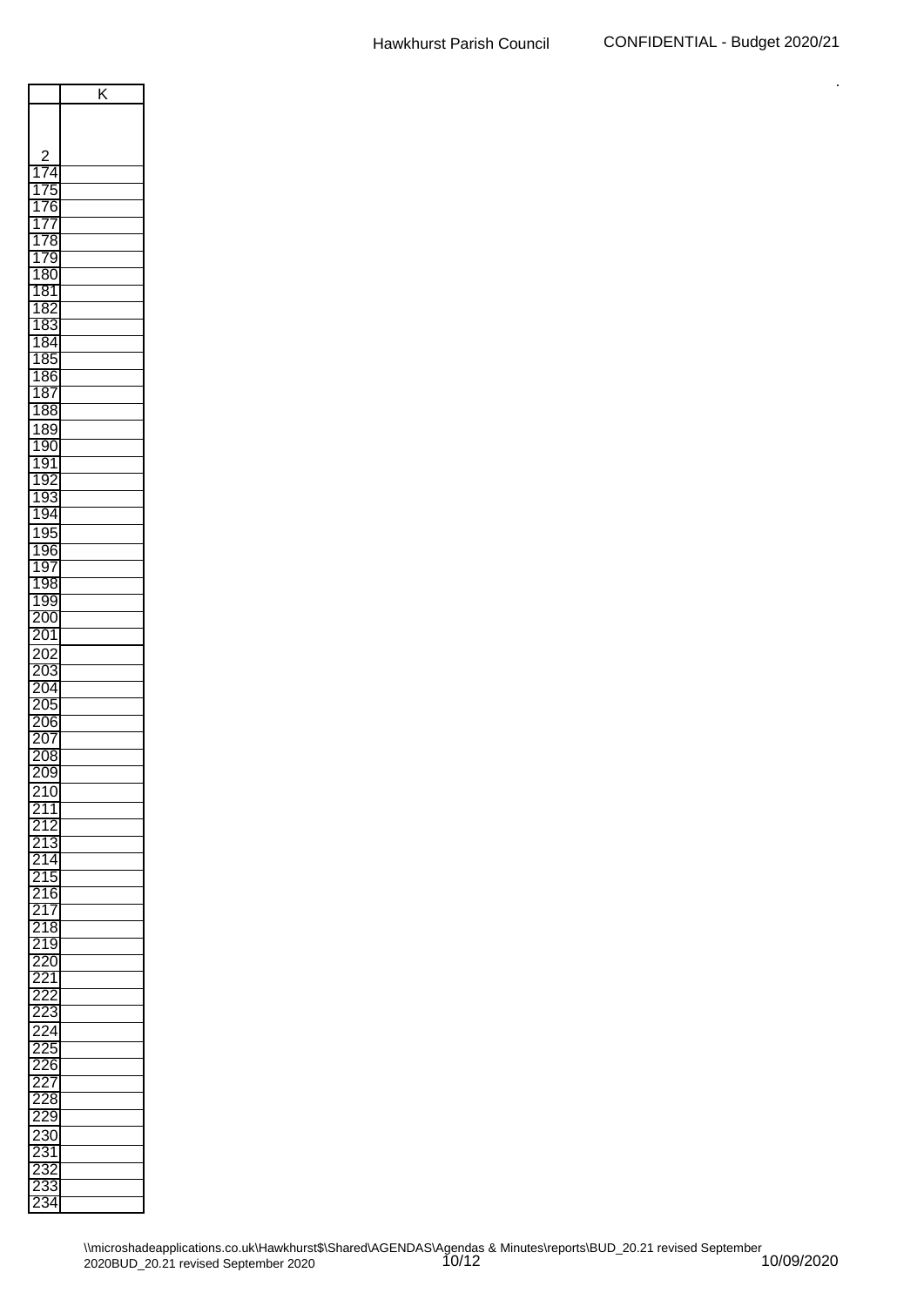| | K |
|---|---|
| 2 | |
| 174 | |
| 175 | |
| 176 | |
| 177 | |
| 178 | |
| 179 | |
| 180 | |
| 181 | |
| 182 | |
| 183 | |
| 184 | |
| 185 | |
| 186 | |
| 187 | |
| 188 | |
| 189 | |
| 190 | |
| 191 | |
| 192 | |
| 193 | |
| 194 | |
| 195 | |
| 196 | |
| 197 | |
| 198 | |
| 199 | |
| 200 | |
| 201 | |
| 202 | |
| 203 | |
| 204 | |
| 205 | |
| 206 | |
| 207 | |
| 208 | |
| 209 | |
| 210 | |
| 211 | |
| 212 | |
| 213 | |
| 214 | |
| 215 | |
| 216 | |
| 217 | |
| 218 | |
| 219 | |
| 220 | |
| 221 | |
| 222 | |
| 223 | |
| 224 | |
| 225 | |
| 226 | |
| 227 | |
| 228 | |
| 229 | |
| 230 | |
| 231 | |
| 232 | |
| 233 | |
| 234 | |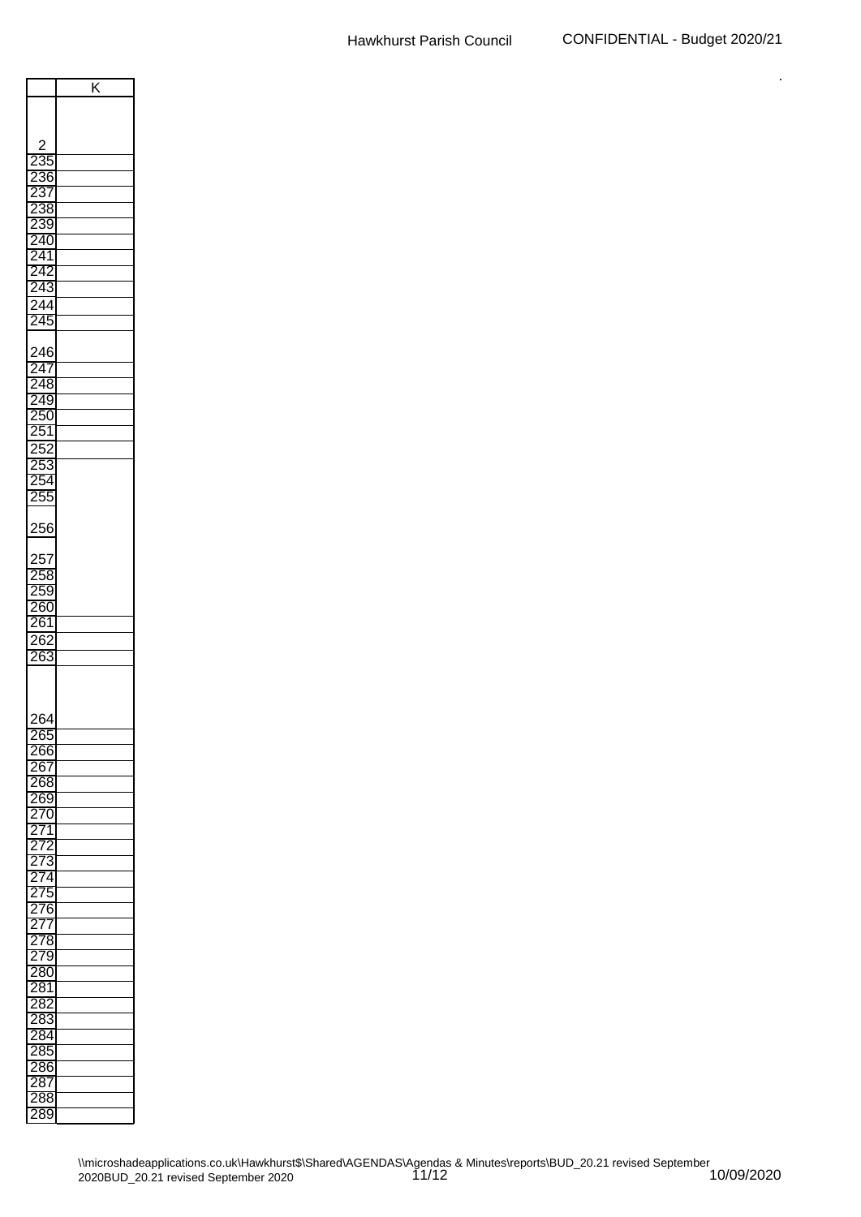| | K |
|---|---|
| 2 | |
| 235 | |
| 236 | |
| 237 | |
| 238 | |
| 239 | |
| 240 | |
| 241 | |
| 242 | |
| 243 | |
| 244 | |
| 245 | |
| 246 | |
| 247 | |
| 248 | |
| 249 | |
| 250 | |
| 251 | |
| 252 | |
| 253 | |
| 254 | |
| 255 | |
| 256 | |
| 257 | |
| 258 | |
| 259 | |
| 260 | |
| 261 | |
| 262 | |
| 263 | |
| 264 | |
| 265 | |
| 266 | |
| 267 | |
| 268 | |
| 269 | |
| 270 | |
| 271 | |
| 272 | |
| 273 | |
| 274 | |
| 275 | |
| 276 | |
| 277 | |
| 278 | |
| 279 | |
| 280 | |
| 281 | |
| 282 | |
| 283 | |
| 284 | |
| 285 | |
| 286 | |
| 287 | |
| 288 | |
| 289 | |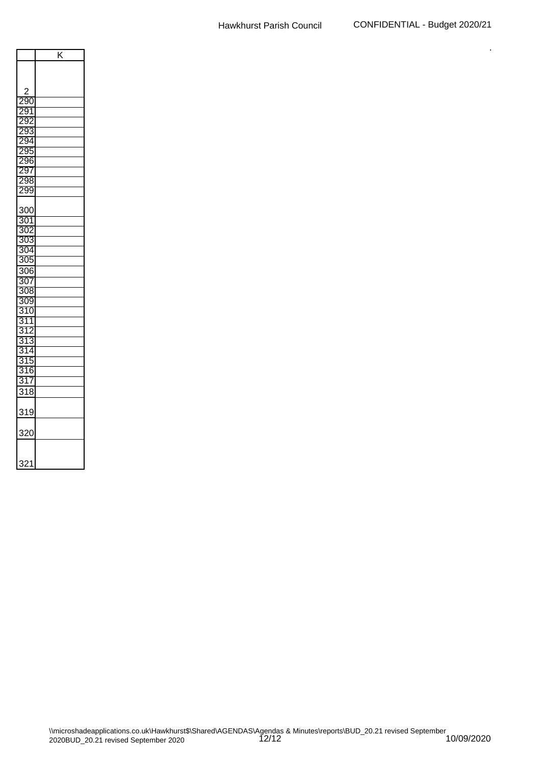| | K |
|---|---|
| 2 | |
| 290 | |
| 291 | |
| 292 | |
| 293 | |
| 294 | |
| 295 | |
| 296 | |
| 297 | |
| 298 | |
| 299 | |
| 300 | |
| 301 | |
| 302 | |
| 303 | |
| 304 | |
| 305 | |
| 306 | |
| 307 | |
| 308 | |
| 309 | |
| 310 | |
| 311 | |
| 312 | |
| 313 | |
| 314 | |
| 315 | |
| 316 | |
| 317 | |
| 318 | |
| 319 | |
| 320 | |
| 321 | |